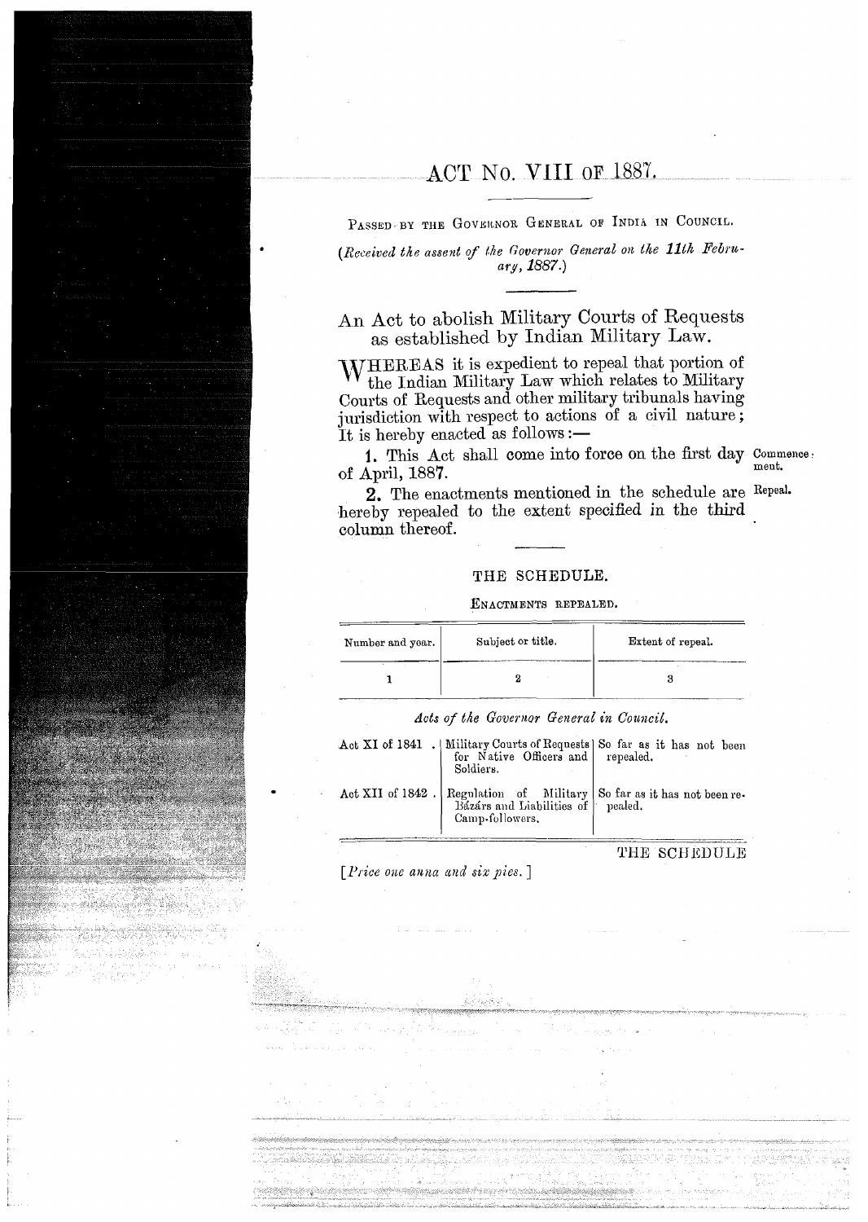# ACT No. VIII of 1887.

Passed by the Governor General of India in Council.

*(Received the assent of the Governor General on the 11th February, 1887.)*

## An Act to abolish Military Courts of Requests as established by Indian Military Law.

WHEREAS it is expedient to repeal that portion of the Indian Military Law which relates to Military Courts of Requests and other military tribunals having jurisdiction with respect to actions of a civil nature; It is hereby enacted as follows:—

Commencement.

**1.** This Act shall come into force on the first day of April, 1887.

Repeal.

**2.** The enactments mentioned in the schedule are hereby repealed to the extent specified in the third column thereof.

### THE SCHEDULE.

ENACTMENTS REPEALED.

| Number and year. | Subject or title. | Extent of repeal. |
|---|---|---|
| 1 | 2 | 3 |
| *Acts of the Governor General in Council.* | | |
| Act XI of 1841 . | Military Courts of Requests for Native Officers and Soldiers. | So far as it has not been repealed. |
| Act XII of 1842 . | Regulation of Military Bázárs and Liabilities of Camp-followers. | So far as it has not been repealed. |

THE SCHEDULE

[*Price one anna and six pies.*]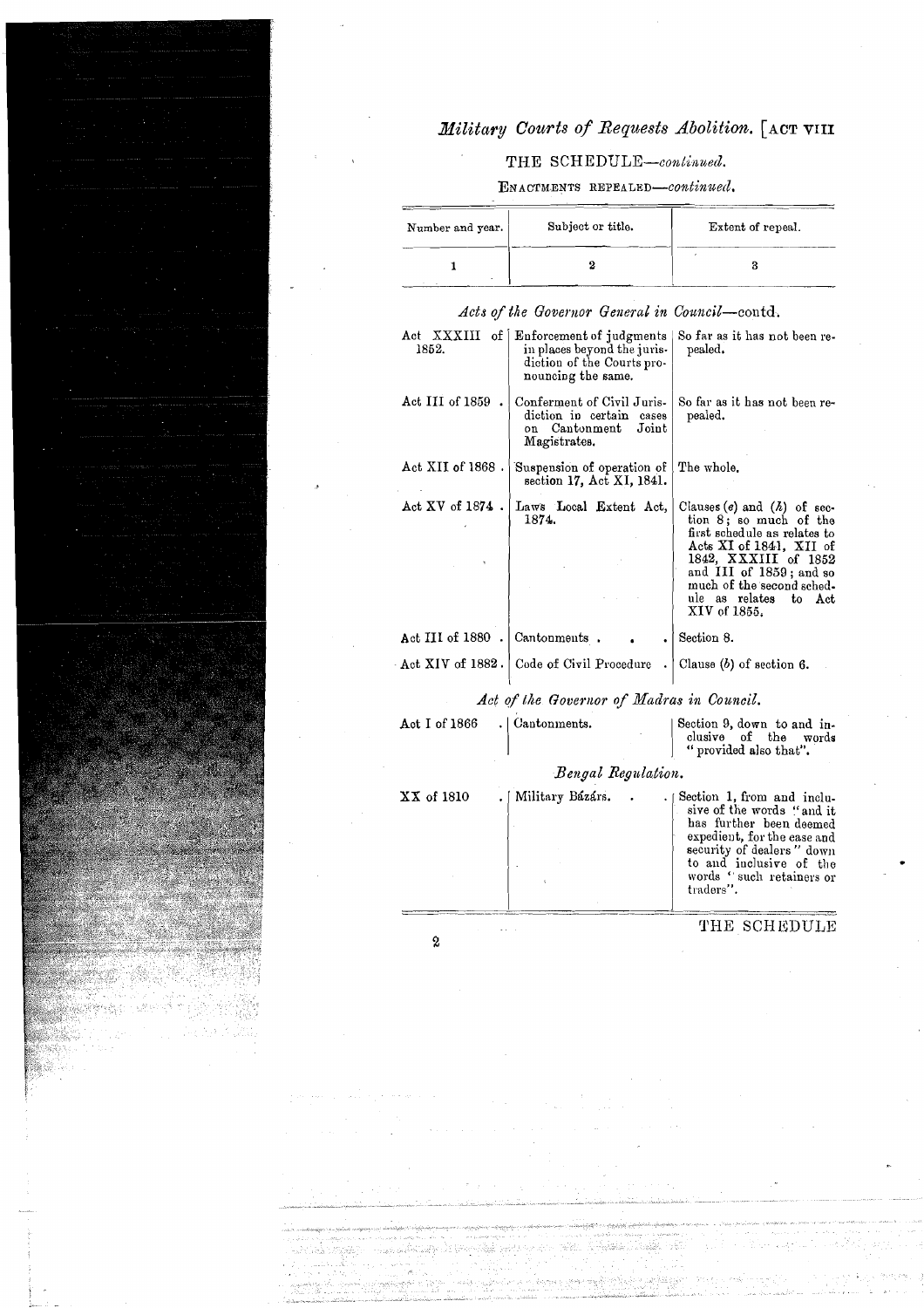THE SCHEDULE—*continued.*

ENACTMENTS REPEALED—*continued.*

| Number and year. | Subject or title. | Extent of repeal. |
|---|---|---|
| 1 | 2 | 3 |
| | *Acts of the Governor General in Council*—contd. | |
| Act XXXIII of 1852. | Enforcement of judgments in places beyond the jurisdiction of the Courts pronouncing the same. | So far as it has not been repealed. |
| Act III of 1859 . | Conferment of Civil Jurisdiction in certain cases on Cantonment Joint Magistrates. | So far as it has not been repealed. |
| Act XII of 1868 . | Suspension of operation of section 17, Act XI, 1841. | The whole. |
| Act XV of 1874 . | Laws Local Extent Act, 1874. | Clauses (*e*) and (*h*) of section 8; so much of the first schedule as relates to Acts XI of 1841, XII of 1842, XXXIII of 1852 and III of 1859; and so much of the second schedule as relates to Act XIV of 1855. |
| Act III of 1880 . | Cantonments . . . | Section 8. |
| Act XIV of 1882 . | Code of Civil Procedure . | Clause (*b*) of section 6. |
| | *Act of the Governor of Madras in Council.* | |
| Act I of 1866 . | Cantonments. | Section 9, down to and inclusive of the words "provided also that". |
| | *Bengal Regulation.* | |
| XX of 1810 . | Military Bázárs. . . | Section 1, from and inclusive of the words "and it has further been deemed expedient, for the ease and security of dealers" down to and inclusive of the words "such retainers or traders". |

THE SCHEDULE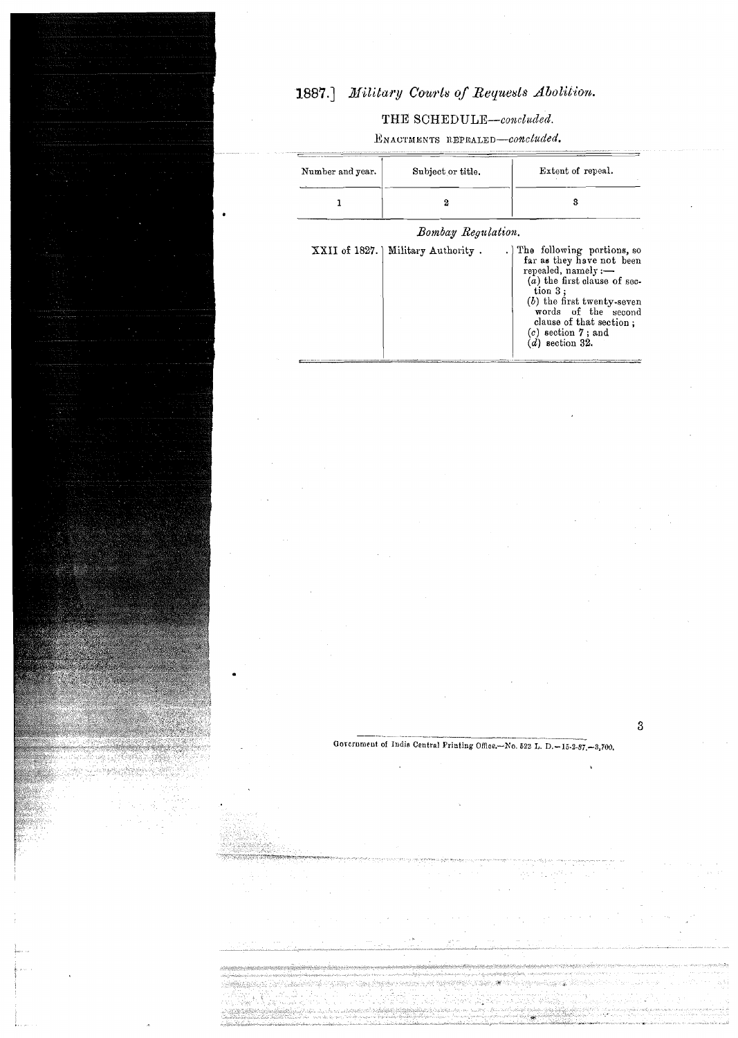## THE SCHEDULE—*concluded.*

ENACTMENTS REPEALED—*concluded.*

| Number and year. | Subject or title. | Extent of repeal. |
|---|---|---|
| 1 | 2 | 3 |
| | *Bombay Regulation.* | |
| XXII of 1827. | Military Authority . | The following portions, so far as they have not been repealed, namely:— (*a*) the first clause of section 3; (*b*) the first twenty-seven words of the second clause of that section; (*c*) section 7; and (*d*) section 32. |

Government of India Central Printing Office.—No. 523 L. D.—15-2-87.—3,700.